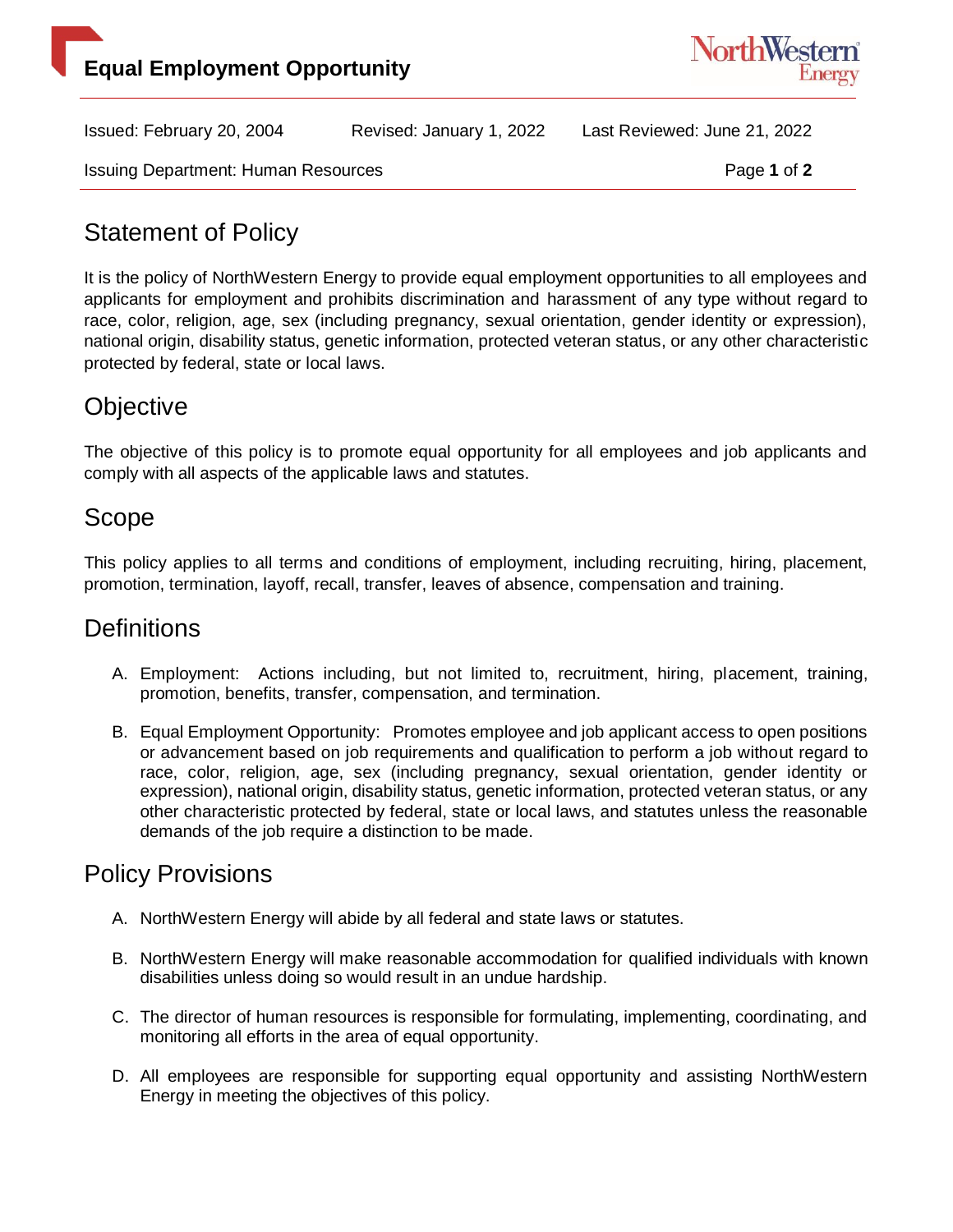# Equal Employment Opportunity

Issued: February 20, 2004 Revised: January 1, 2022 Last Reviewed: June 21, 2022

Issuing Department: Human Resources

## Statement of Policy

It is the policy of NorthWestern Energy to provide equal employment opportunities to all employees and applicants for employment and prohibits discrimination and harassment of any type without regard to race, color, religion, age, sex (including pregnancy, sexual orientation, gender identity or expression), national origin, disability status, genetic information, protected veteran status, or any other characteristic protected by federal, state or local laws.

## Objective

The objective of this policy is to promote equal opportunity for all employees and job applicants and comply with all aspects of the applicable laws and statutes.

## Scope

This policy applies to all terms and conditions of employment, including recruiting, hiring, placement, promotion, termination, layoff, recall, transfer, leaves of absence, compensation and training.

## Definitions

A. Employment: Actions including, but not limited to, recruitment, hiring, placement, training, promotion, benefits, transfer, compensation, and termination.

B. Equal Employment Opportunity: Promotes employee and job applicant access to open positions or advancement based on job requirements and qualification to perform a job without regard to race, color, religion, age, sex (including pregnancy, sexual orientation, gender identity or expression), national origin, disability status, genetic information, protected veteran status, or any other characteristic protected by federal, state or local laws, and statutes unless the reasonable demands of the job require a distinction to be made.

## Policy Provisions

A. NorthWestern Energy will abide by all federal and state laws or statutes.

B. NorthWestern Energy will make reasonable accommodation for qualified individuals with known disabilities unless doing so would result in an undue hardship.

C. The director of human resources is responsible for formulating, implementing, coordinating, and monitoring all efforts in the area of equal opportunity.

D. All employees are responsible for supporting equal opportunity and assisting NorthWestern Energy in meeting the objectives of this policy.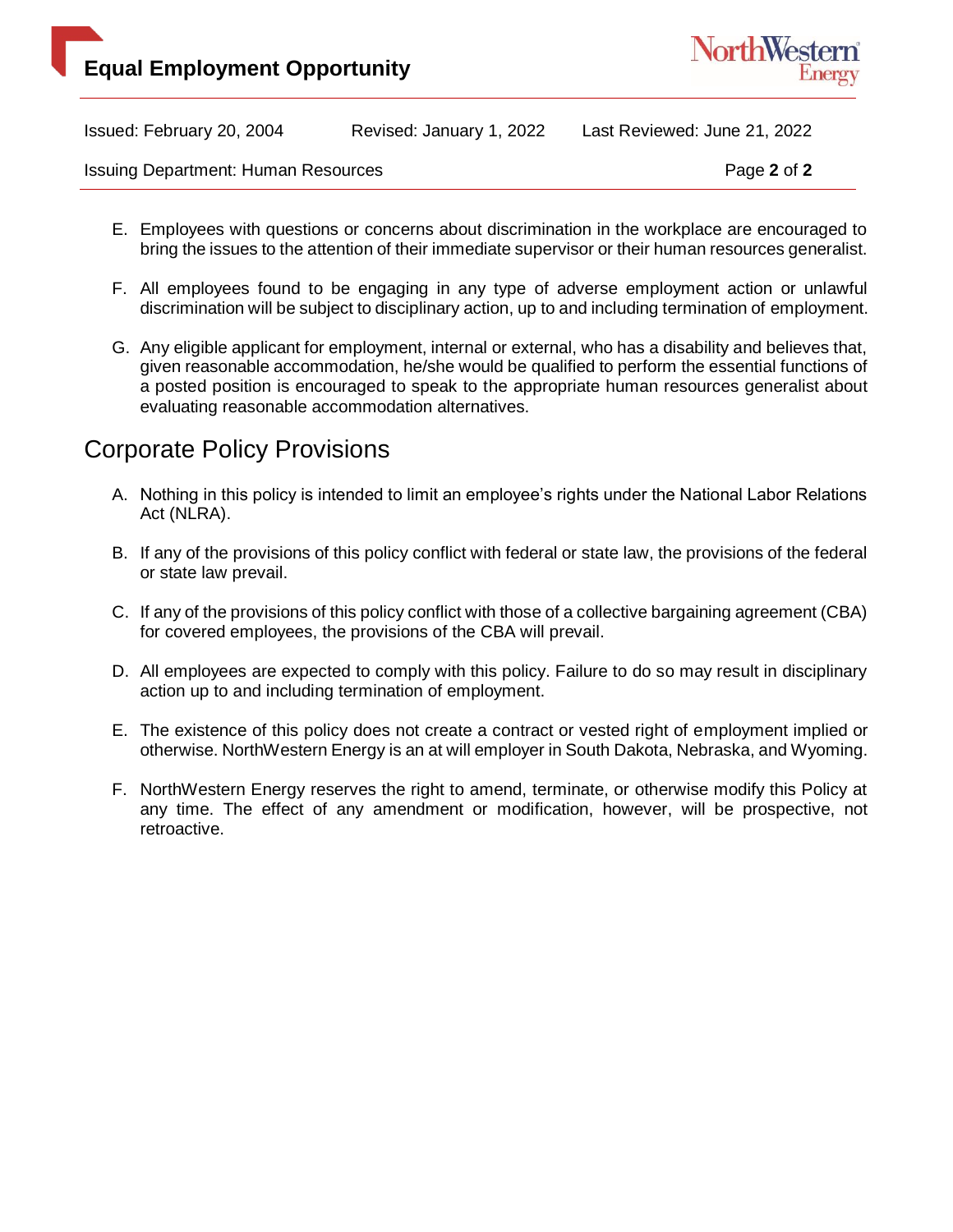E. Employees with questions or concerns about discrimination in the workplace are encouraged to bring the issues to the attention of their immediate supervisor or their human resources generalist.

F. All employees found to be engaging in any type of adverse employment action or unlawful discrimination will be subject to disciplinary action, up to and including termination of employment.

G. Any eligible applicant for employment, internal or external, who has a disability and believes that, given reasonable accommodation, he/she would be qualified to perform the essential functions of a posted position is encouraged to speak to the appropriate human resources generalist about evaluating reasonable accommodation alternatives.

## Corporate Policy Provisions

A. Nothing in this policy is intended to limit an employee's rights under the National Labor Relations Act (NLRA).

B. If any of the provisions of this policy conflict with federal or state law, the provisions of the federal or state law prevail.

C. If any of the provisions of this policy conflict with those of a collective bargaining agreement (CBA) for covered employees, the provisions of the CBA will prevail.

D. All employees are expected to comply with this policy. Failure to do so may result in disciplinary action up to and including termination of employment.

E. The existence of this policy does not create a contract or vested right of employment implied or otherwise. NorthWestern Energy is an at will employer in South Dakota, Nebraska, and Wyoming.

F. NorthWestern Energy reserves the right to amend, terminate, or otherwise modify this Policy at any time. The effect of any amendment or modification, however, will be prospective, not retroactive.